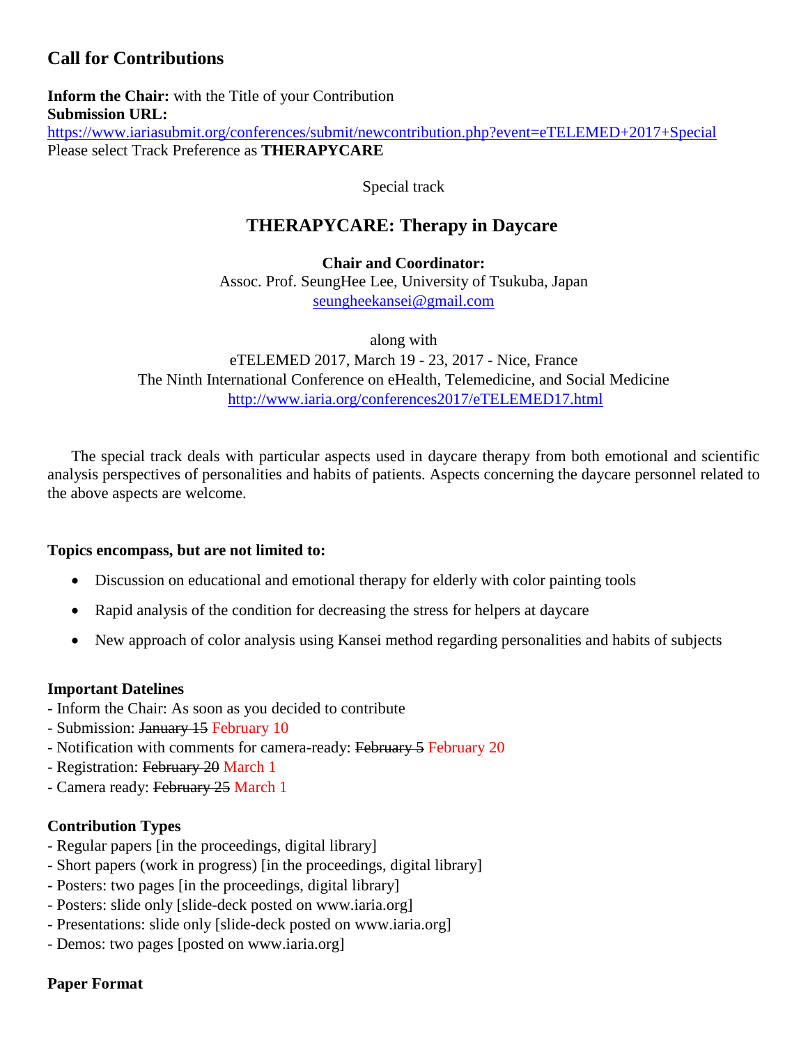## Call for Contributions

**Inform the Chair:** with the Title of your Contribution
**Submission URL:**
https://www.iariasubmit.org/conferences/submit/newcontribution.php?event=eTELEMED+2017+Special
Please select Track Preference as **THERAPYCARE**

Special track

# THERAPYCARE: Therapy in Daycare

**Chair and Coordinator:**
Assoc. Prof. SeungHee Lee, University of Tsukuba, Japan
seungheekansei@gmail.com

along with
eTELEMED 2017, March 19 - 23, 2017 - Nice, France
The Ninth International Conference on eHealth, Telemedicine, and Social Medicine
http://www.iaria.org/conferences2017/eTELEMED17.html

The special track deals with particular aspects used in daycare therapy from both emotional and scientific analysis perspectives of personalities and habits of patients. Aspects concerning the daycare personnel related to the above aspects are welcome.

**Topics encompass, but are not limited to:**

- Discussion on educational and emotional therapy for elderly with color painting tools
- Rapid analysis of the condition for decreasing the stress for helpers at daycare
- New approach of color analysis using Kansei method regarding personalities and habits of subjects

**Important Datelines**

- Inform the Chair: As soon as you decided to contribute
- Submission: ~~January 15~~ February 10
- Notification with comments for camera-ready: ~~February 5~~ February 20
- Registration: ~~February 20~~ March 1
- Camera ready: ~~February 25~~ March 1

**Contribution Types**

- Regular papers [in the proceedings, digital library]
- Short papers (work in progress) [in the proceedings, digital library]
- Posters: two pages [in the proceedings, digital library]
- Posters: slide only [slide-deck posted on www.iaria.org]
- Presentations: slide only [slide-deck posted on www.iaria.org]
- Demos: two pages [posted on www.iaria.org]

**Paper Format**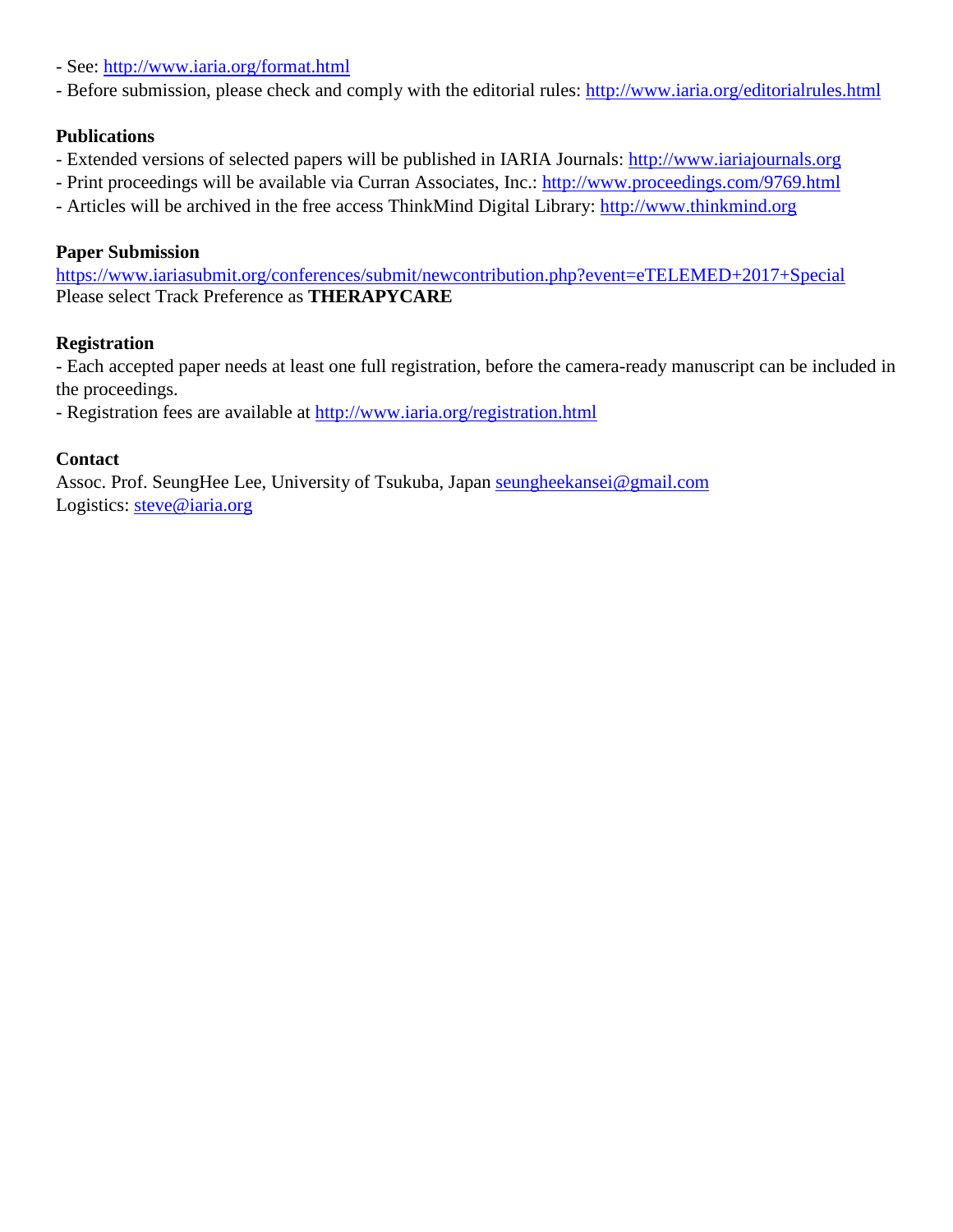- See: http://www.iaria.org/format.html
- Before submission, please check and comply with the editorial rules: http://www.iaria.org/editorialrules.html

**Publications**

- Extended versions of selected papers will be published in IARIA Journals: http://www.iariajournals.org
- Print proceedings will be available via Curran Associates, Inc.: http://www.proceedings.com/9769.html
- Articles will be archived in the free access ThinkMind Digital Library: http://www.thinkmind.org

**Paper Submission**

https://www.iariasubmit.org/conferences/submit/newcontribution.php?event=eTELEMED+2017+Special
Please select Track Preference as **THERAPYCARE**

**Registration**

- Each accepted paper needs at least one full registration, before the camera-ready manuscript can be included in the proceedings.
- Registration fees are available at http://www.iaria.org/registration.html

**Contact**

Assoc. Prof. SeungHee Lee, University of Tsukuba, Japan seungheekansei@gmail.com
Logistics: steve@iaria.org